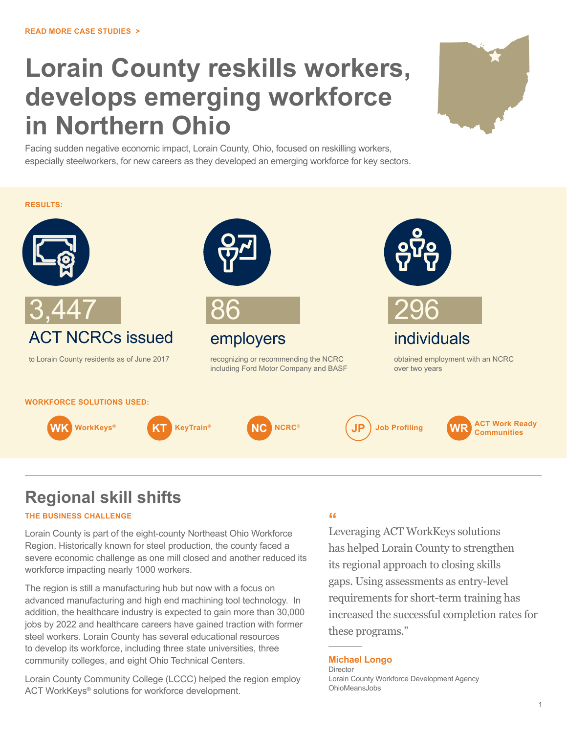READ MORE CASE STUDIES >

# Lorain County reskills workers, develops emerging workforce in Northern Ohio

Facing sudden negative economic impact, Lorain County, Ohio, focused on reskilling workers, especially steelworkers, for new careers as they developed an emerging workforce for key sectors.

**RESULTS:**

**3,447**
**ACT NCRCs issued**
to Lorain County residents as of June 2017

**86**
**employers**
recognizing or recommending the NCRC including Ford Motor Company and BASF

**296**
**individuals**
obtained employment with an NCRC over two years

**WORKFORCE SOLUTIONS USED:**

- WK WorkKeys®
- KT KeyTrain®
- NC NCRC®
- JP Job Profiling
- WR ACT Work Ready Communities

## Regional skill shifts

**THE BUSINESS CHALLENGE**

Lorain County is part of the eight-county Northeast Ohio Workforce Region. Historically known for steel production, the county faced a severe economic challenge as one mill closed and another reduced its workforce impacting nearly 1000 workers.

The region is still a manufacturing hub but now with a focus on advanced manufacturing and high end machining tool technology. In addition, the healthcare industry is expected to gain more than 30,000 jobs by 2022 and healthcare careers have gained traction with former steel workers. Lorain County has several educational resources to develop its workforce, including three state universities, three community colleges, and eight Ohio Technical Centers.

Lorain County Community College (LCCC) helped the region employ ACT WorkKeys® solutions for workforce development.

> "Leveraging ACT WorkKeys solutions has helped Lorain County to strengthen its regional approach to closing skills gaps. Using assessments as entry-level requirements for short-term training has increased the successful completion rates for these programs."
>
> **Michael Longo**
> Director
> Lorain County Workforce Development Agency
> OhioMeansJobs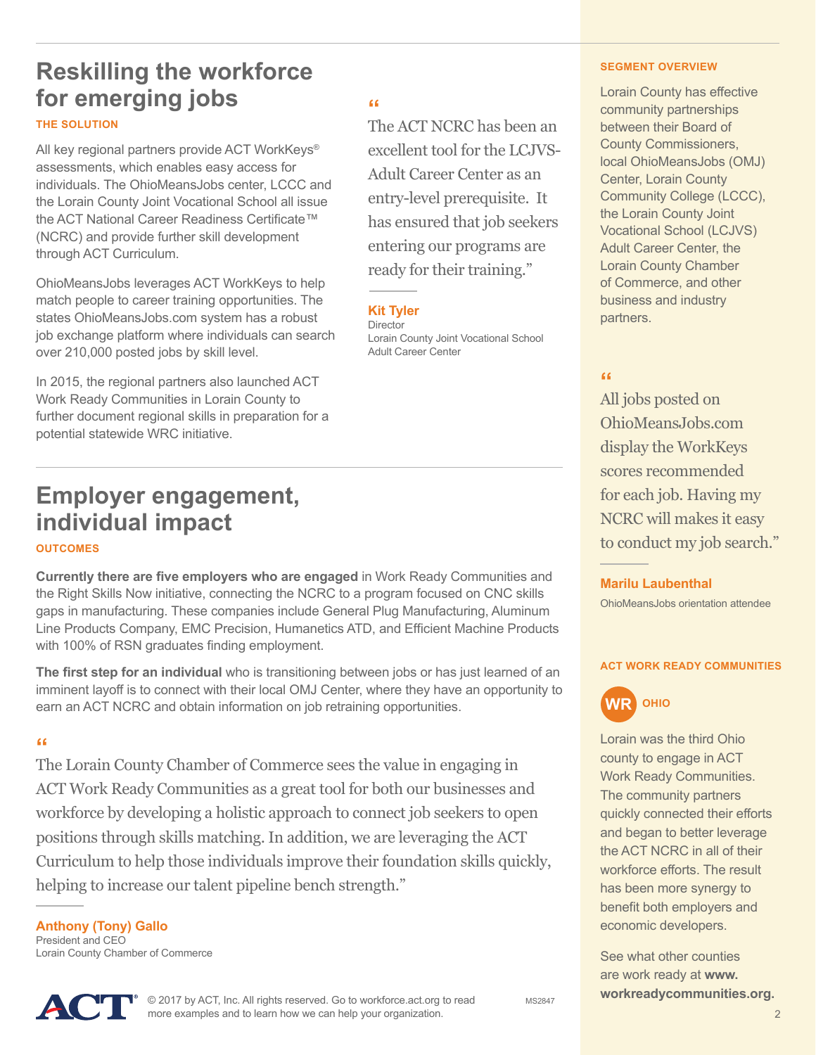## Reskilling the workforce for emerging jobs

**THE SOLUTION**

All key regional partners provide ACT WorkKeys® assessments, which enables easy access for individuals. The OhioMeansJobs center, LCCC and the Lorain County Joint Vocational School all issue the ACT National Career Readiness Certificate™ (NCRC) and provide further skill development through ACT Curriculum.

OhioMeansJobs leverages ACT WorkKeys to help match people to career training opportunities. The states OhioMeansJobs.com system has a robust job exchange platform where individuals can search over 210,000 posted jobs by skill level.

In 2015, the regional partners also launched ACT Work Ready Communities in Lorain County to further document regional skills in preparation for a potential statewide WRC initiative.

> "The ACT NCRC has been an excellent tool for the LCJVS-Adult Career Center as an entry-level prerequisite. It has ensured that job seekers entering our programs are ready for their training."
>
> **Kit Tyler**
> Director
> Lorain County Joint Vocational School Adult Career Center

## Employer engagement, individual impact

**OUTCOMES**

**Currently there are five employers who are engaged** in Work Ready Communities and the Right Skills Now initiative, connecting the NCRC to a program focused on CNC skills gaps in manufacturing. These companies include General Plug Manufacturing, Aluminum Line Products Company, EMC Precision, Humanetics ATD, and Efficient Machine Products with 100% of RSN graduates finding employment.

**The first step for an individual** who is transitioning between jobs or has just learned of an imminent layoff is to connect with their local OMJ Center, where they have an opportunity to earn an ACT NCRC and obtain information on job retraining opportunities.

> "The Lorain County Chamber of Commerce sees the value in engaging in ACT Work Ready Communities as a great tool for both our businesses and workforce by developing a holistic approach to connect job seekers to open positions through skills matching. In addition, we are leveraging the ACT Curriculum to help those individuals improve their foundation skills quickly, helping to increase our talent pipeline bench strength."
>
> **Anthony (Tony) Gallo**
> President and CEO
> Lorain County Chamber of Commerce

**SEGMENT OVERVIEW**

Lorain County has effective community partnerships between their Board of County Commissioners, local OhioMeansJobs (OMJ) Center, Lorain County Community College (LCCC), the Lorain County Joint Vocational School (LCJVS) Adult Career Center, the Lorain County Chamber of Commerce, and other business and industry partners.

> "All jobs posted on OhioMeansJobs.com display the WorkKeys scores recommended for each job. Having my NCRC will makes it easy to conduct my job search."
>
> **Marilu Laubenthal**
> OhioMeansJobs orientation attendee

**ACT WORK READY COMMUNITIES**

WR OHIO

Lorain was the third Ohio county to engage in ACT Work Ready Communities. The community partners quickly connected their efforts and began to better leverage the ACT NCRC in all of their workforce efforts. The result has been more synergy to benefit both employers and economic developers.

See what other counties are work ready at **www.workreadycommunities.org.**

© 2017 by ACT, Inc. All rights reserved. Go to workforce.act.org to read more examples and to learn how we can help your organization.

MS2847